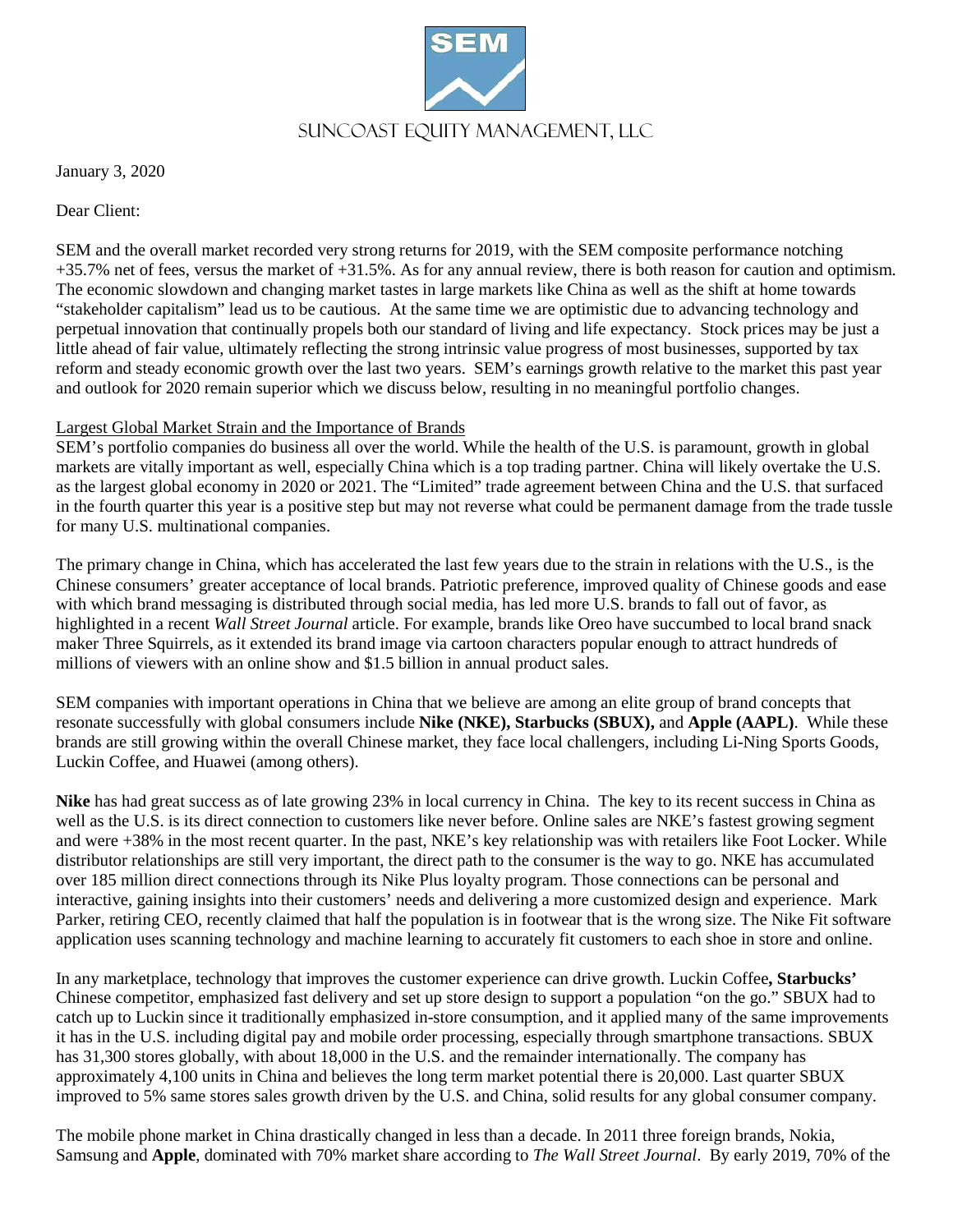# SUNCOAST EQUITY MANAGEMENT, LLC

January 3, 2020

Dear Client:

SEM and the overall market recorded very strong returns for 2019, with the SEM composite performance notching +35.7% net of fees, versus the market of +31.5%. As for any annual review, there is both reason for caution and optimism. The economic slowdown and changing market tastes in large markets like China as well as the shift at home towards "stakeholder capitalism" lead us to be cautious. At the same time we are optimistic due to advancing technology and perpetual innovation that continually propels both our standard of living and life expectancy. Stock prices may be just a little ahead of fair value, ultimately reflecting the strong intrinsic value progress of most businesses, supported by tax reform and steady economic growth over the last two years. SEM's earnings growth relative to the market this past year and outlook for 2020 remain superior which we discuss below, resulting in no meaningful portfolio changes.

## Largest Global Market Strain and the Importance of Brands

SEM's portfolio companies do business all over the world. While the health of the U.S. is paramount, growth in global markets are vitally important as well, especially China which is a top trading partner. China will likely overtake the U.S. as the largest global economy in 2020 or 2021. The "Limited" trade agreement between China and the U.S. that surfaced in the fourth quarter this year is a positive step but may not reverse what could be permanent damage from the trade tussle for many U.S. multinational companies.

The primary change in China, which has accelerated the last few years due to the strain in relations with the U.S., is the Chinese consumers' greater acceptance of local brands. Patriotic preference, improved quality of Chinese goods and ease with which brand messaging is distributed through social media, has led more U.S. brands to fall out of favor, as highlighted in a recent *Wall Street Journal* article. For example, brands like Oreo have succumbed to local brand snack maker Three Squirrels, as it extended its brand image via cartoon characters popular enough to attract hundreds of millions of viewers with an online show and $1.5 billion in annual product sales.

SEM companies with important operations in China that we believe are among an elite group of brand concepts that resonate successfully with global consumers include **Nike (NKE), Starbucks (SBUX),** and **Apple (AAPL)**. While these brands are still growing within the overall Chinese market, they face local challengers, including Li-Ning Sports Goods, Luckin Coffee, and Huawei (among others).

**Nike** has had great success as of late growing 23% in local currency in China. The key to its recent success in China as well as the U.S. is its direct connection to customers like never before. Online sales are NKE's fastest growing segment and were +38% in the most recent quarter. In the past, NKE's key relationship was with retailers like Foot Locker. While distributor relationships are still very important, the direct path to the consumer is the way to go. NKE has accumulated over 185 million direct connections through its Nike Plus loyalty program. Those connections can be personal and interactive, gaining insights into their customers' needs and delivering a more customized design and experience. Mark Parker, retiring CEO, recently claimed that half the population is in footwear that is the wrong size. The Nike Fit software application uses scanning technology and machine learning to accurately fit customers to each shoe in store and online.

In any marketplace, technology that improves the customer experience can drive growth. Luckin Coffee**, Starbucks'** Chinese competitor, emphasized fast delivery and set up store design to support a population "on the go." SBUX had to catch up to Luckin since it traditionally emphasized in-store consumption, and it applied many of the same improvements it has in the U.S. including digital pay and mobile order processing, especially through smartphone transactions. SBUX has 31,300 stores globally, with about 18,000 in the U.S. and the remainder internationally. The company has approximately 4,100 units in China and believes the long term market potential there is 20,000. Last quarter SBUX improved to 5% same stores sales growth driven by the U.S. and China, solid results for any global consumer company.

The mobile phone market in China drastically changed in less than a decade. In 2011 three foreign brands, Nokia, Samsung and **Apple**, dominated with 70% market share according to *The Wall Street Journal*. By early 2019, 70% of the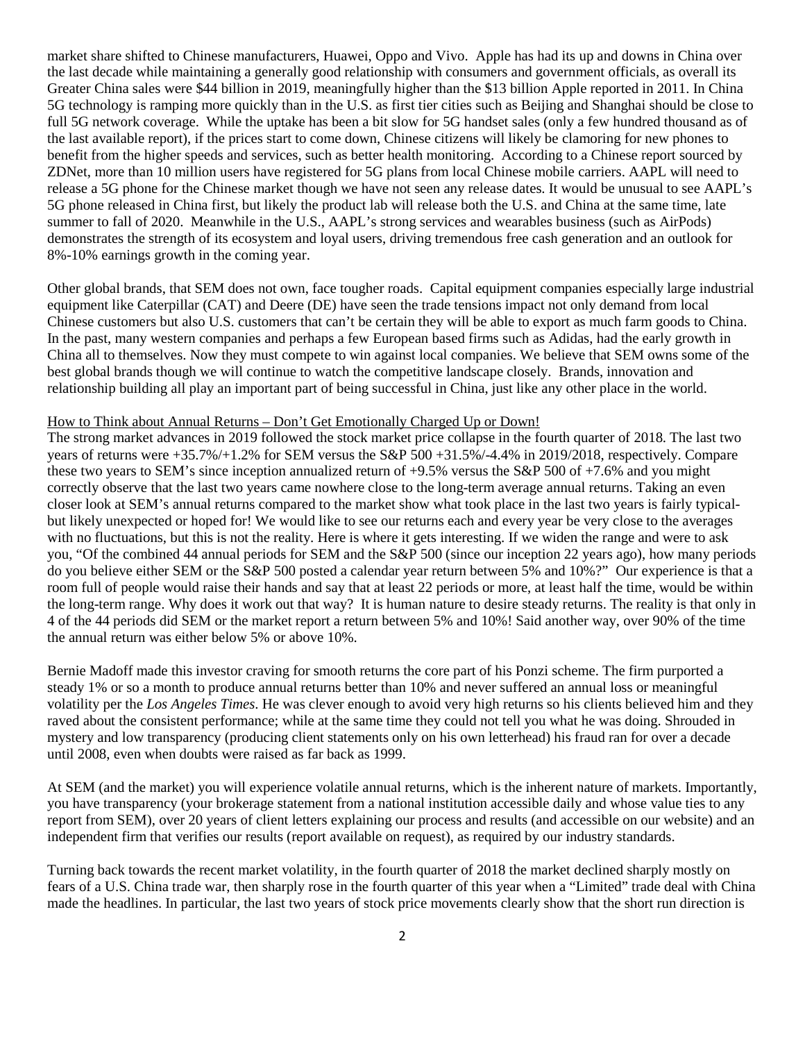market share shifted to Chinese manufacturers, Huawei, Oppo and Vivo. Apple has had its up and downs in China over the last decade while maintaining a generally good relationship with consumers and government officials, as overall its Greater China sales were $44 billion in 2019, meaningfully higher than the $13 billion Apple reported in 2011. In China 5G technology is ramping more quickly than in the U.S. as first tier cities such as Beijing and Shanghai should be close to full 5G network coverage. While the uptake has been a bit slow for 5G handset sales (only a few hundred thousand as of the last available report), if the prices start to come down, Chinese citizens will likely be clamoring for new phones to benefit from the higher speeds and services, such as better health monitoring. According to a Chinese report sourced by ZDNet, more than 10 million users have registered for 5G plans from local Chinese mobile carriers. AAPL will need to release a 5G phone for the Chinese market though we have not seen any release dates. It would be unusual to see AAPL's 5G phone released in China first, but likely the product lab will release both the U.S. and China at the same time, late summer to fall of 2020. Meanwhile in the U.S., AAPL's strong services and wearables business (such as AirPods) demonstrates the strength of its ecosystem and loyal users, driving tremendous free cash generation and an outlook for 8%-10% earnings growth in the coming year.

Other global brands, that SEM does not own, face tougher roads. Capital equipment companies especially large industrial equipment like Caterpillar (CAT) and Deere (DE) have seen the trade tensions impact not only demand from local Chinese customers but also U.S. customers that can't be certain they will be able to export as much farm goods to China. In the past, many western companies and perhaps a few European based firms such as Adidas, had the early growth in China all to themselves. Now they must compete to win against local companies. We believe that SEM owns some of the best global brands though we will continue to watch the competitive landscape closely. Brands, innovation and relationship building all play an important part of being successful in China, just like any other place in the world.

How to Think about Annual Returns – Don't Get Emotionally Charged Up or Down!

The strong market advances in 2019 followed the stock market price collapse in the fourth quarter of 2018. The last two years of returns were +35.7%/+1.2% for SEM versus the S&P 500 +31.5%/-4.4% in 2019/2018, respectively. Compare these two years to SEM's since inception annualized return of +9.5% versus the S&P 500 of +7.6% and you might correctly observe that the last two years came nowhere close to the long-term average annual returns. Taking an even closer look at SEM's annual returns compared to the market show what took place in the last two years is fairly typical- but likely unexpected or hoped for! We would like to see our returns each and every year be very close to the averages with no fluctuations, but this is not the reality. Here is where it gets interesting. If we widen the range and were to ask you, "Of the combined 44 annual periods for SEM and the S&P 500 (since our inception 22 years ago), how many periods do you believe either SEM or the S&P 500 posted a calendar year return between 5% and 10%?" Our experience is that a room full of people would raise their hands and say that at least 22 periods or more, at least half the time, would be within the long-term range. Why does it work out that way? It is human nature to desire steady returns. The reality is that only in 4 of the 44 periods did SEM or the market report a return between 5% and 10%! Said another way, over 90% of the time the annual return was either below 5% or above 10%.

Bernie Madoff made this investor craving for smooth returns the core part of his Ponzi scheme. The firm purported a steady 1% or so a month to produce annual returns better than 10% and never suffered an annual loss or meaningful volatility per the *Los Angeles Times*. He was clever enough to avoid very high returns so his clients believed him and they raved about the consistent performance; while at the same time they could not tell you what he was doing. Shrouded in mystery and low transparency (producing client statements only on his own letterhead) his fraud ran for over a decade until 2008, even when doubts were raised as far back as 1999.

At SEM (and the market) you will experience volatile annual returns, which is the inherent nature of markets. Importantly, you have transparency (your brokerage statement from a national institution accessible daily and whose value ties to any report from SEM), over 20 years of client letters explaining our process and results (and accessible on our website) and an independent firm that verifies our results (report available on request), as required by our industry standards.

Turning back towards the recent market volatility, in the fourth quarter of 2018 the market declined sharply mostly on fears of a U.S. China trade war, then sharply rose in the fourth quarter of this year when a "Limited" trade deal with China made the headlines. In particular, the last two years of stock price movements clearly show that the short run direction is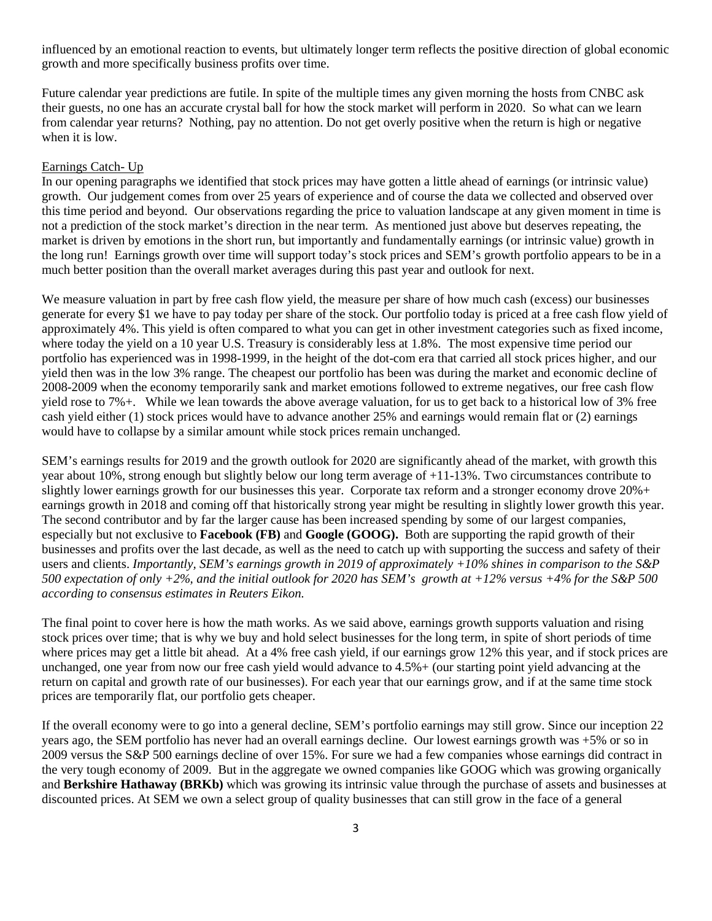influenced by an emotional reaction to events, but ultimately longer term reflects the positive direction of global economic growth and more specifically business profits over time.

Future calendar year predictions are futile. In spite of the multiple times any given morning the hosts from CNBC ask their guests, no one has an accurate crystal ball for how the stock market will perform in 2020. So what can we learn from calendar year returns? Nothing, pay no attention. Do not get overly positive when the return is high or negative when it is low.

<u>Earnings Catch- Up</u>

In our opening paragraphs we identified that stock prices may have gotten a little ahead of earnings (or intrinsic value) growth. Our judgement comes from over 25 years of experience and of course the data we collected and observed over this time period and beyond. Our observations regarding the price to valuation landscape at any given moment in time is not a prediction of the stock market's direction in the near term. As mentioned just above but deserves repeating, the market is driven by emotions in the short run, but importantly and fundamentally earnings (or intrinsic value) growth in the long run! Earnings growth over time will support today's stock prices and SEM's growth portfolio appears to be in a much better position than the overall market averages during this past year and outlook for next.

We measure valuation in part by free cash flow yield, the measure per share of how much cash (excess) our businesses generate for every $1 we have to pay today per share of the stock. Our portfolio today is priced at a free cash flow yield of approximately 4%. This yield is often compared to what you can get in other investment categories such as fixed income, where today the yield on a 10 year U.S. Treasury is considerably less at 1.8%. The most expensive time period our portfolio has experienced was in 1998-1999, in the height of the dot-com era that carried all stock prices higher, and our yield then was in the low 3% range. The cheapest our portfolio has been was during the market and economic decline of 2008-2009 when the economy temporarily sank and market emotions followed to extreme negatives, our free cash flow yield rose to 7%+. While we lean towards the above average valuation, for us to get back to a historical low of 3% free cash yield either (1) stock prices would have to advance another 25% and earnings would remain flat or (2) earnings would have to collapse by a similar amount while stock prices remain unchanged.

SEM's earnings results for 2019 and the growth outlook for 2020 are significantly ahead of the market, with growth this year about 10%, strong enough but slightly below our long term average of +11-13%. Two circumstances contribute to slightly lower earnings growth for our businesses this year. Corporate tax reform and a stronger economy drove 20%+ earnings growth in 2018 and coming off that historically strong year might be resulting in slightly lower growth this year. The second contributor and by far the larger cause has been increased spending by some of our largest companies, especially but not exclusive to **Facebook (FB)** and **Google (GOOG).** Both are supporting the rapid growth of their businesses and profits over the last decade, as well as the need to catch up with supporting the success and safety of their users and clients. *Importantly, SEM's earnings growth in 2019 of approximately +10% shines in comparison to the S&P 500 expectation of only +2%, and the initial outlook for 2020 has SEM's growth at +12% versus +4% for the S&P 500 according to consensus estimates in Reuters Eikon.*

The final point to cover here is how the math works. As we said above, earnings growth supports valuation and rising stock prices over time; that is why we buy and hold select businesses for the long term, in spite of short periods of time where prices may get a little bit ahead. At a 4% free cash yield, if our earnings grow 12% this year, and if stock prices are unchanged, one year from now our free cash yield would advance to 4.5%+ (our starting point yield advancing at the return on capital and growth rate of our businesses). For each year that our earnings grow, and if at the same time stock prices are temporarily flat, our portfolio gets cheaper.

If the overall economy were to go into a general decline, SEM's portfolio earnings may still grow. Since our inception 22 years ago, the SEM portfolio has never had an overall earnings decline. Our lowest earnings growth was +5% or so in 2009 versus the S&P 500 earnings decline of over 15%. For sure we had a few companies whose earnings did contract in the very tough economy of 2009. But in the aggregate we owned companies like GOOG which was growing organically and **Berkshire Hathaway (BRKb)** which was growing its intrinsic value through the purchase of assets and businesses at discounted prices. At SEM we own a select group of quality businesses that can still grow in the face of a general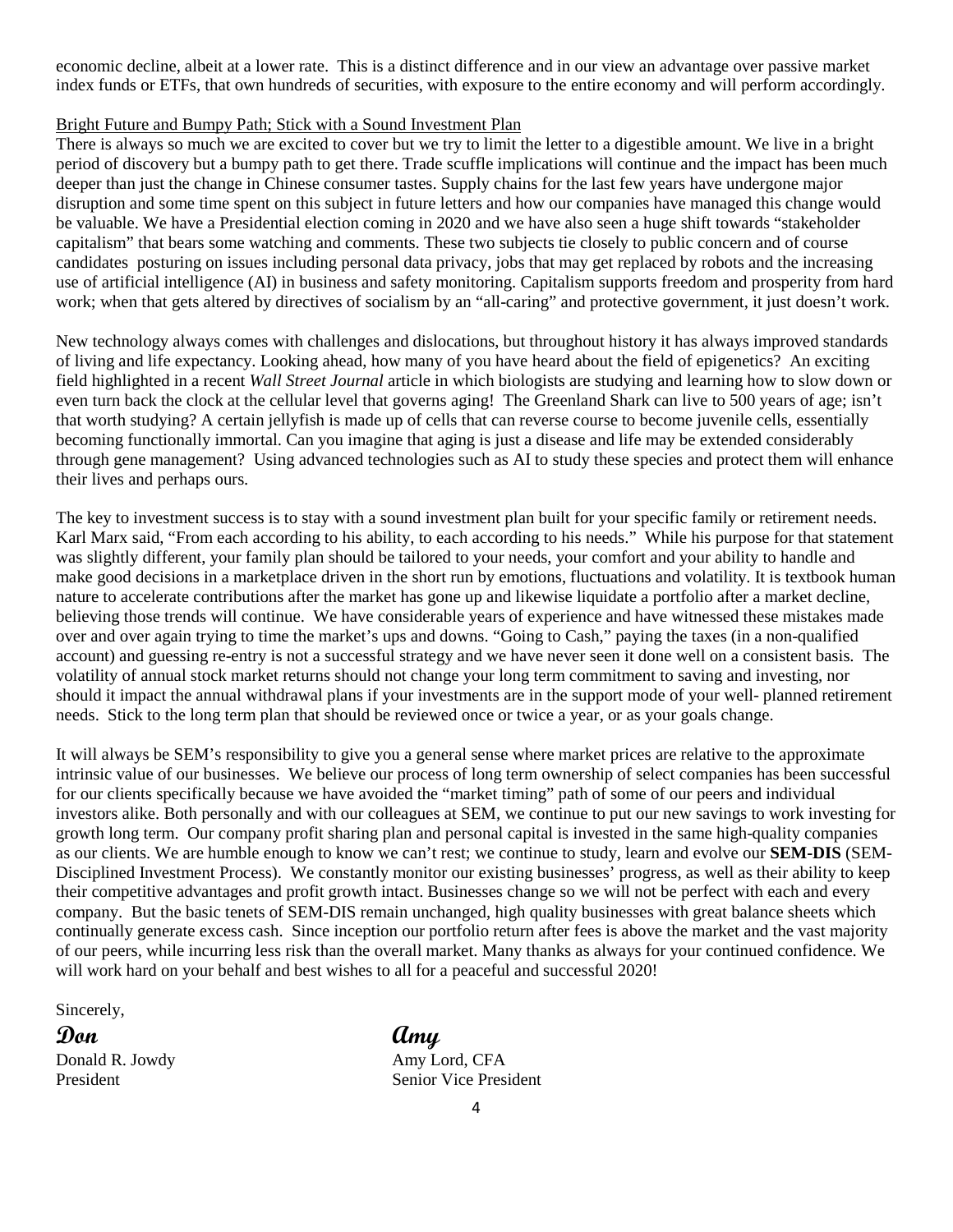economic decline, albeit at a lower rate. This is a distinct difference and in our view an advantage over passive market index funds or ETFs, that own hundreds of securities, with exposure to the entire economy and will perform accordingly.

Bright Future and Bumpy Path; Stick with a Sound Investment Plan

There is always so much we are excited to cover but we try to limit the letter to a digestible amount. We live in a bright period of discovery but a bumpy path to get there. Trade scuffle implications will continue and the impact has been much deeper than just the change in Chinese consumer tastes. Supply chains for the last few years have undergone major disruption and some time spent on this subject in future letters and how our companies have managed this change would be valuable. We have a Presidential election coming in 2020 and we have also seen a huge shift towards "stakeholder capitalism" that bears some watching and comments. These two subjects tie closely to public concern and of course candidates posturing on issues including personal data privacy, jobs that may get replaced by robots and the increasing use of artificial intelligence (AI) in business and safety monitoring. Capitalism supports freedom and prosperity from hard work; when that gets altered by directives of socialism by an "all-caring" and protective government, it just doesn't work.

New technology always comes with challenges and dislocations, but throughout history it has always improved standards of living and life expectancy. Looking ahead, how many of you have heard about the field of epigenetics? An exciting field highlighted in a recent *Wall Street Journal* article in which biologists are studying and learning how to slow down or even turn back the clock at the cellular level that governs aging! The Greenland Shark can live to 500 years of age; isn't that worth studying? A certain jellyfish is made up of cells that can reverse course to become juvenile cells, essentially becoming functionally immortal. Can you imagine that aging is just a disease and life may be extended considerably through gene management? Using advanced technologies such as AI to study these species and protect them will enhance their lives and perhaps ours.

The key to investment success is to stay with a sound investment plan built for your specific family or retirement needs. Karl Marx said, "From each according to his ability, to each according to his needs." While his purpose for that statement was slightly different, your family plan should be tailored to your needs, your comfort and your ability to handle and make good decisions in a marketplace driven in the short run by emotions, fluctuations and volatility. It is textbook human nature to accelerate contributions after the market has gone up and likewise liquidate a portfolio after a market decline, believing those trends will continue. We have considerable years of experience and have witnessed these mistakes made over and over again trying to time the market's ups and downs. "Going to Cash," paying the taxes (in a non-qualified account) and guessing re-entry is not a successful strategy and we have never seen it done well on a consistent basis. The volatility of annual stock market returns should not change your long term commitment to saving and investing, nor should it impact the annual withdrawal plans if your investments are in the support mode of your well- planned retirement needs. Stick to the long term plan that should be reviewed once or twice a year, or as your goals change.

It will always be SEM's responsibility to give you a general sense where market prices are relative to the approximate intrinsic value of our businesses. We believe our process of long term ownership of select companies has been successful for our clients specifically because we have avoided the "market timing" path of some of our peers and individual investors alike. Both personally and with our colleagues at SEM, we continue to put our new savings to work investing for growth long term. Our company profit sharing plan and personal capital is invested in the same high-quality companies as our clients. We are humble enough to know we can't rest; we continue to study, learn and evolve our **SEM-DIS** (SEM-Disciplined Investment Process). We constantly monitor our existing businesses' progress, as well as their ability to keep their competitive advantages and profit growth intact. Businesses change so we will not be perfect with each and every company. But the basic tenets of SEM-DIS remain unchanged, high quality businesses with great balance sheets which continually generate excess cash. Since inception our portfolio return after fees is above the market and the vast majority of our peers, while incurring less risk than the overall market. Many thanks as always for your continued confidence. We will work hard on your behalf and best wishes to all for a peaceful and successful 2020!

Sincerely,

**Don**
Donald R. Jowdy
President

**Amy**
Amy Lord, CFA
Senior Vice President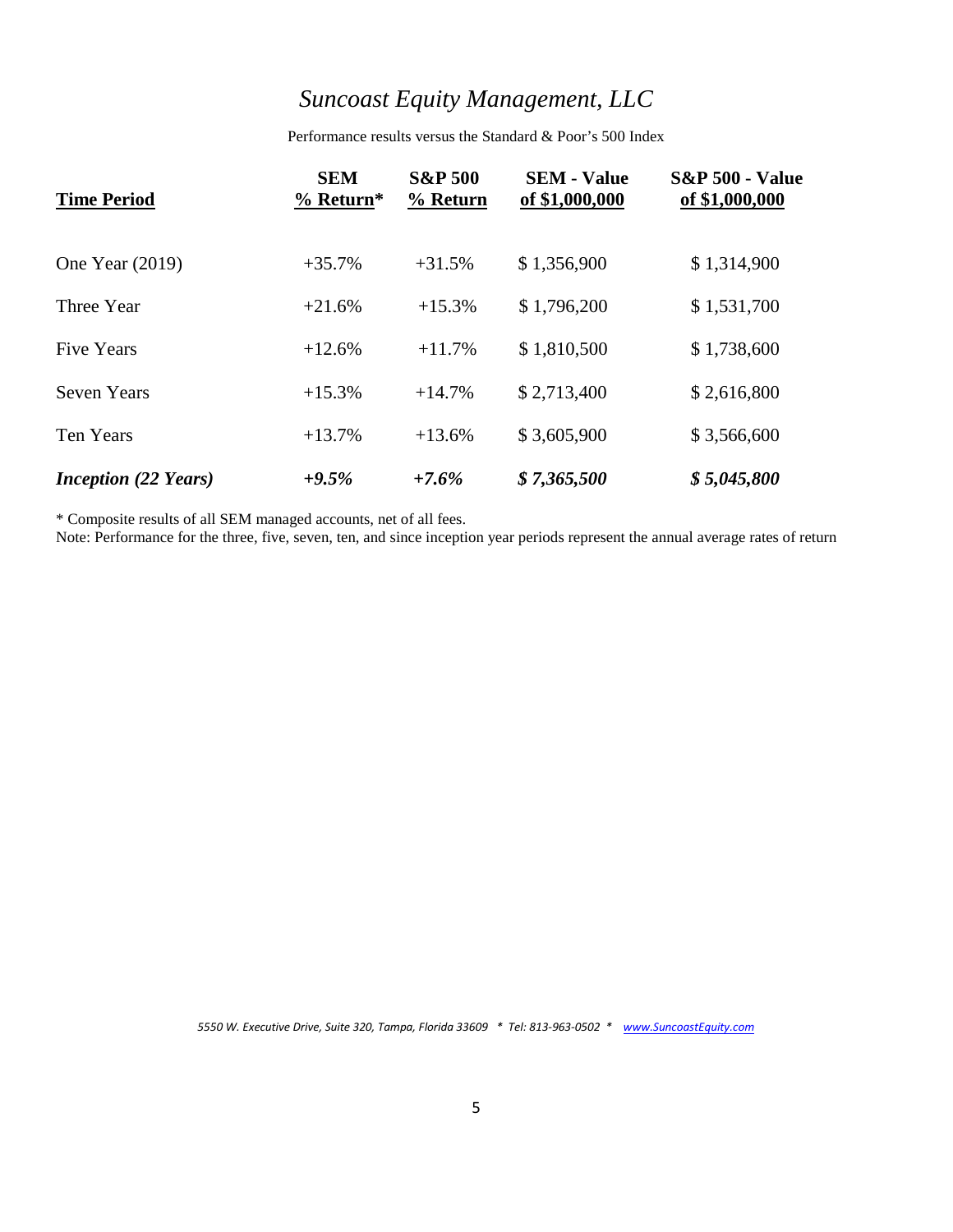# *Suncoast Equity Management, LLC*

Performance results versus the Standard & Poor's 500 Index

| Time Period | SEM % Return* | S&P 500 % Return | SEM - Value of $1,000,000 | S&P 500 - Value of $1,000,000 |
|---|---|---|---|---|
| One Year (2019) | +35.7% | +31.5% | $ 1,356,900 | $ 1,314,900 |
| Three Year | +21.6% | +15.3% | $ 1,796,200 | $ 1,531,700 |
| Five Years | +12.6% | +11.7% | $ 1,810,500 | $ 1,738,600 |
| Seven Years | +15.3% | +14.7% | $ 2,713,400 | $ 2,616,800 |
| Ten Years | +13.7% | +13.6% | $ 3,605,900 | $ 3,566,600 |
| ***Inception (22 Years)*** | ***+9.5%*** | ***+7.6%*** | ***$ 7,365,500*** | ***$ 5,045,800*** |

* Composite results of all SEM managed accounts, net of all fees.
Note: Performance for the three, five, seven, ten, and since inception year periods represent the annual average rates of return

*5550 W. Executive Drive, Suite 320, Tampa, Florida 33609 * Tel: 813-963-0502 * www.SuncoastEquity.com*